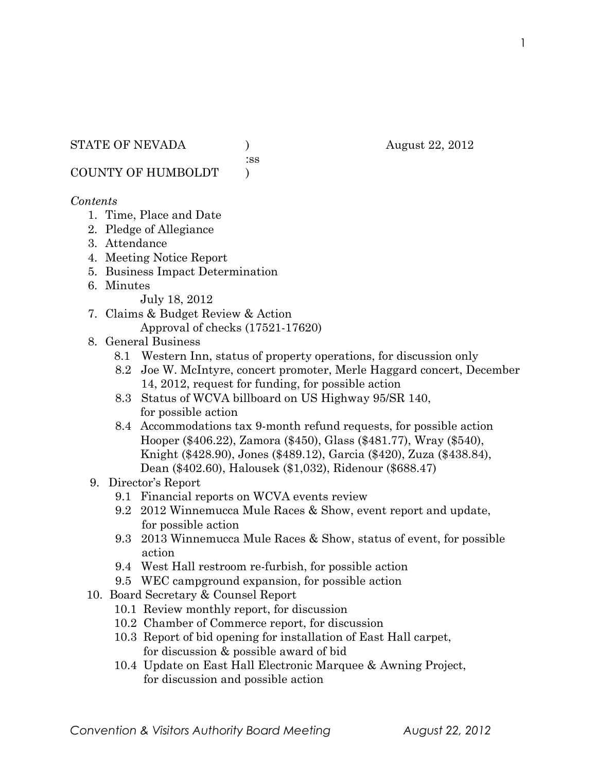STATE OF NEVADA ) August 22, 2012
:ss
COUNTY OF HUMBOLDT )

*Contents*

1. Time, Place and Date
2. Pledge of Allegiance
3. Attendance
4. Meeting Notice Report
5. Business Impact Determination
6. Minutes
   July 18, 2012
7. Claims & Budget Review & Action
   Approval of checks (17521-17620)
8. General Business
   - 8.1 Western Inn, status of property operations, for discussion only
   - 8.2 Joe W. McIntyre, concert promoter, Merle Haggard concert, December 14, 2012, request for funding, for possible action
   - 8.3 Status of WCVA billboard on US Highway 95/SR 140, for possible action
   - 8.4 Accommodations tax 9-month refund requests, for possible action
     Hooper ($406.22), Zamora ($450), Glass ($481.77), Wray ($540), Knight ($428.90), Jones ($489.12), Garcia ($420), Zuza ($438.84), Dean ($402.60), Halousek ($1,032), Ridenour ($688.47)
9. Director's Report
   - 9.1 Financial reports on WCVA events review
   - 9.2 2012 Winnemucca Mule Races & Show, event report and update, for possible action
   - 9.3 2013 Winnemucca Mule Races & Show, status of event, for possible action
   - 9.4 West Hall restroom re-furbish, for possible action
   - 9.5 WEC campground expansion, for possible action
10. Board Secretary & Counsel Report
    - 10.1 Review monthly report, for discussion
    - 10.2 Chamber of Commerce report, for discussion
    - 10.3 Report of bid opening for installation of East Hall carpet, for discussion & possible award of bid
    - 10.4 Update on East Hall Electronic Marquee & Awning Project, for discussion and possible action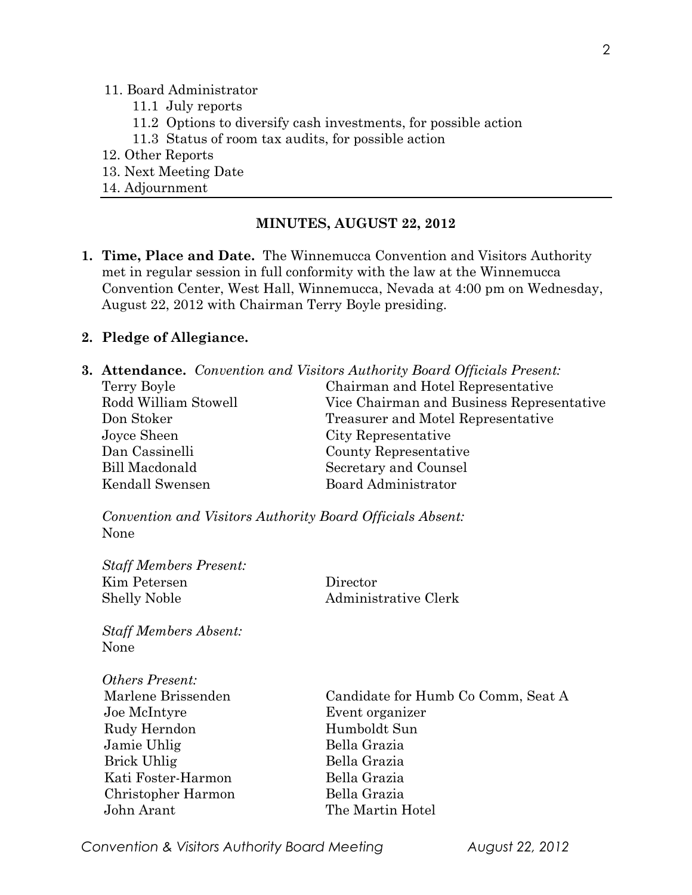11. Board Administrator
    - 11.1 July reports
    - 11.2 Options to diversify cash investments, for possible action
    - 11.3 Status of room tax audits, for possible action
12. Other Reports
13. Next Meeting Date
14. Adjournment

---

## MINUTES, AUGUST 22, 2012

**1. Time, Place and Date.** The Winnemucca Convention and Visitors Authority met in regular session in full conformity with the law at the Winnemucca Convention Center, West Hall, Winnemucca, Nevada at 4:00 pm on Wednesday, August 22, 2012 with Chairman Terry Boyle presiding.

**2. Pledge of Allegiance.**

**3. Attendance.** *Convention and Visitors Authority Board Officials Present:*

| | |
|---|---|
| Terry Boyle | Chairman and Hotel Representative |
| Rodd William Stowell | Vice Chairman and Business Representative |
| Don Stoker | Treasurer and Motel Representative |
| Joyce Sheen | City Representative |
| Dan Cassinelli | County Representative |
| Bill Macdonald | Secretary and Counsel |
| Kendall Swensen | Board Administrator |

*Convention and Visitors Authority Board Officials Absent:*
None

*Staff Members Present:*

| | |
|---|---|
| Kim Petersen | Director |
| Shelly Noble | Administrative Clerk |

*Staff Members Absent:*
None

*Others Present:*

| | |
|---|---|
| Marlene Brissenden | Candidate for Humb Co Comm, Seat A |
| Joe McIntyre | Event organizer |
| Rudy Herndon | Humboldt Sun |
| Jamie Uhlig | Bella Grazia |
| Brick Uhlig | Bella Grazia |
| Kati Foster-Harmon | Bella Grazia |
| Christopher Harmon | Bella Grazia |
| John Arant | The Martin Hotel |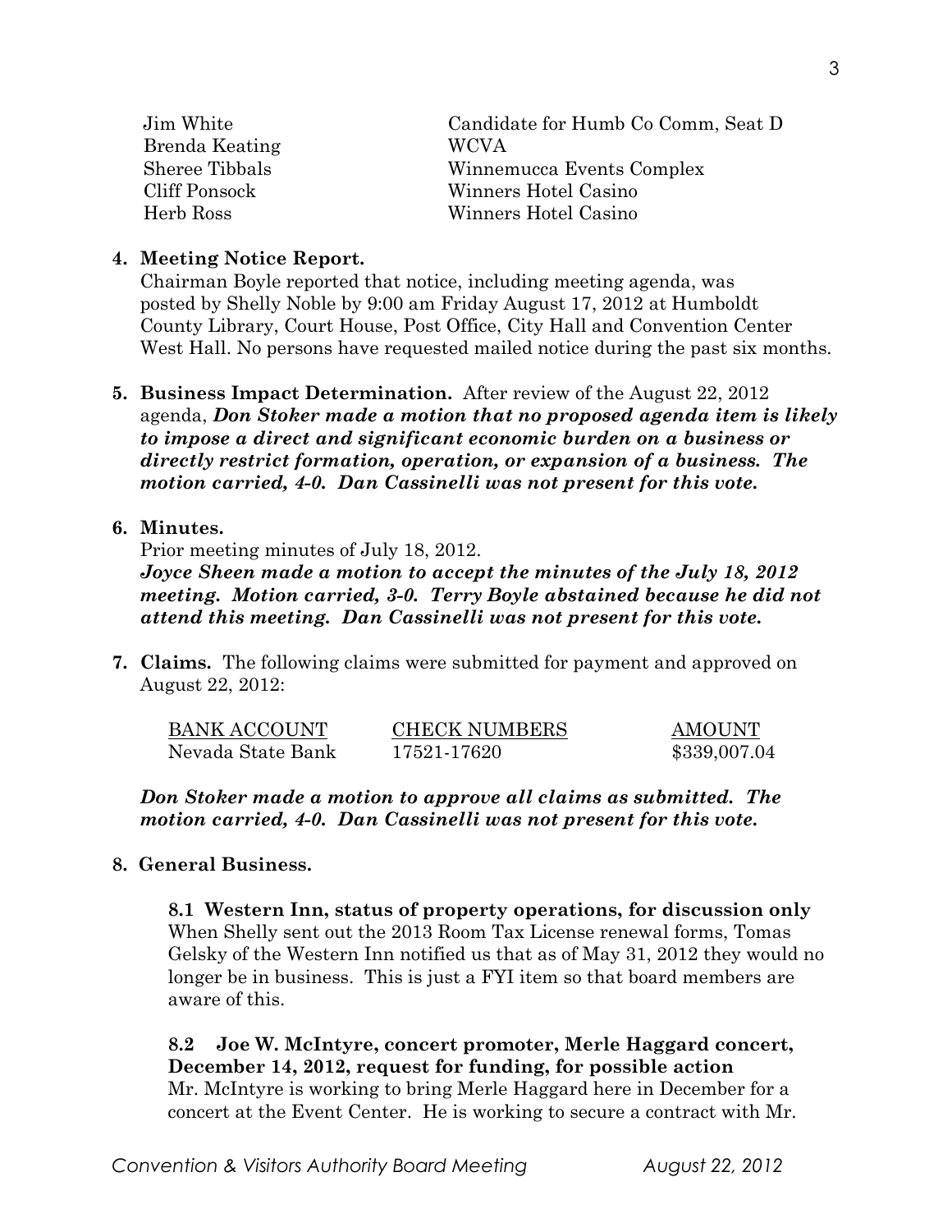| | |
|---|---|
| Jim White | Candidate for Humb Co Comm, Seat D |
| Brenda Keating | WCVA |
| Sheree Tibbals | Winnemucca Events Complex |
| Cliff Ponsock | Winners Hotel Casino |
| Herb Ross | Winners Hotel Casino |

**4. Meeting Notice Report.**

Chairman Boyle reported that notice, including meeting agenda, was posted by Shelly Noble by 9:00 am Friday August 17, 2012 at Humboldt County Library, Court House, Post Office, City Hall and Convention Center West Hall. No persons have requested mailed notice during the past six months.

**5. Business Impact Determination.** After review of the August 22, 2012 agenda, ***Don Stoker made a motion that no proposed agenda item is likely to impose a direct and significant economic burden on a business or directly restrict formation, operation, or expansion of a business. The motion carried, 4-0. Dan Cassinelli was not present for this vote.***

**6. Minutes.**

Prior meeting minutes of July 18, 2012.

***Joyce Sheen made a motion to accept the minutes of the July 18, 2012 meeting. Motion carried, 3-0. Terry Boyle abstained because he did not attend this meeting. Dan Cassinelli was not present for this vote.***

**7. Claims.** The following claims were submitted for payment and approved on August 22, 2012:

| BANK ACCOUNT | CHECK NUMBERS | AMOUNT |
|---|---|---|
| Nevada State Bank | 17521-17620 | $339,007.04 |

***Don Stoker made a motion to approve all claims as submitted. The motion carried, 4-0. Dan Cassinelli was not present for this vote.***

**8. General Business.**

**8.1 Western Inn, status of property operations, for discussion only**
When Shelly sent out the 2013 Room Tax License renewal forms, Tomas Gelsky of the Western Inn notified us that as of May 31, 2012 they would no longer be in business. This is just a FYI item so that board members are aware of this.

**8.2 Joe W. McIntyre, concert promoter, Merle Haggard concert, December 14, 2012, request for funding, for possible action**
Mr. McIntyre is working to bring Merle Haggard here in December for a concert at the Event Center. He is working to secure a contract with Mr.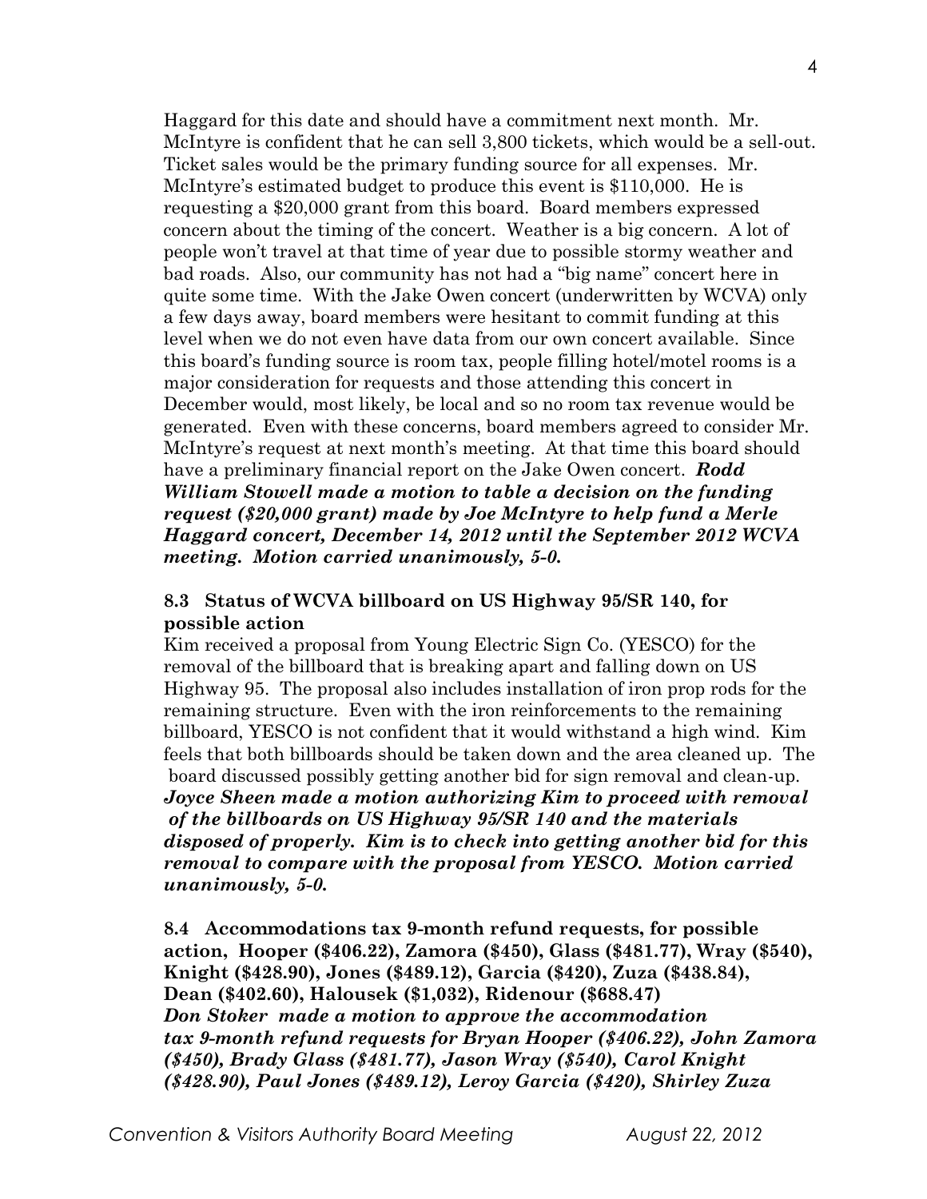Haggard for this date and should have a commitment next month. Mr. McIntyre is confident that he can sell 3,800 tickets, which would be a sell-out. Ticket sales would be the primary funding source for all expenses. Mr. McIntyre's estimated budget to produce this event is $110,000. He is requesting a $20,000 grant from this board. Board members expressed concern about the timing of the concert. Weather is a big concern. A lot of people won't travel at that time of year due to possible stormy weather and bad roads. Also, our community has not had a "big name" concert here in quite some time. With the Jake Owen concert (underwritten by WCVA) only a few days away, board members were hesitant to commit funding at this level when we do not even have data from our own concert available. Since this board's funding source is room tax, people filling hotel/motel rooms is a major consideration for requests and those attending this concert in December would, most likely, be local and so no room tax revenue would be generated. Even with these concerns, board members agreed to consider Mr. McIntyre's request at next month's meeting. At that time this board should have a preliminary financial report on the Jake Owen concert. ***Rodd William Stowell made a motion to table a decision on the funding request ($20,000 grant) made by Joe McIntyre to help fund a Merle Haggard concert, December 14, 2012 until the September 2012 WCVA meeting. Motion carried unanimously, 5-0.***

**8.3 Status of WCVA billboard on US Highway 95/SR 140, for possible action**

Kim received a proposal from Young Electric Sign Co. (YESCO) for the removal of the billboard that is breaking apart and falling down on US Highway 95. The proposal also includes installation of iron prop rods for the remaining structure. Even with the iron reinforcements to the remaining billboard, YESCO is not confident that it would withstand a high wind. Kim feels that both billboards should be taken down and the area cleaned up. The board discussed possibly getting another bid for sign removal and clean-up. ***Joyce Sheen made a motion authorizing Kim to proceed with removal of the billboards on US Highway 95/SR 140 and the materials disposed of properly. Kim is to check into getting another bid for this removal to compare with the proposal from YESCO. Motion carried unanimously, 5-0.***

**8.4 Accommodations tax 9-month refund requests, for possible action, Hooper ($406.22), Zamora ($450), Glass ($481.77), Wray ($540), Knight ($428.90), Jones ($489.12), Garcia ($420), Zuza ($438.84), Dean ($402.60), Halousek ($1,032), Ridenour ($688.47)**

***Don Stoker made a motion to approve the accommodation tax 9-month refund requests for Bryan Hooper ($406.22), John Zamora ($450), Brady Glass ($481.77), Jason Wray ($540), Carol Knight ($428.90), Paul Jones ($489.12), Leroy Garcia ($420), Shirley Zuza***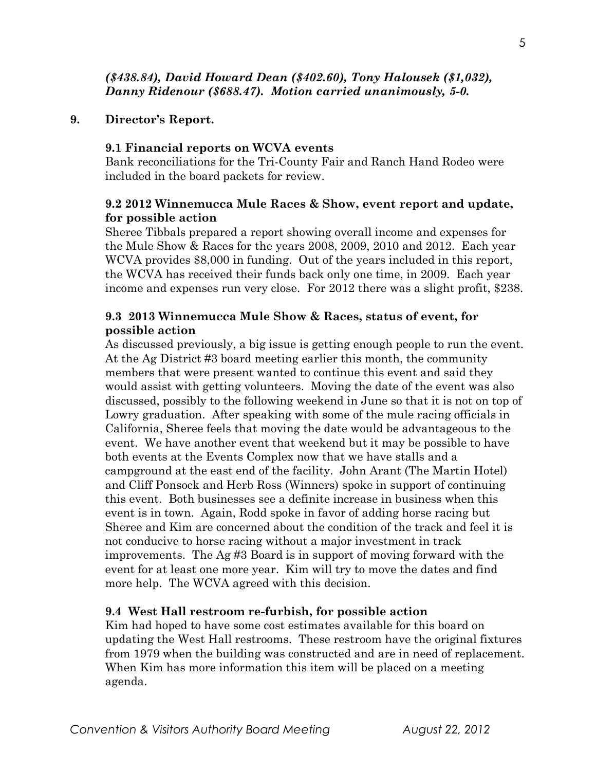*(\$438.84), David Howard Dean (\$402.60), Tony Halousek (\$1,032), Danny Ridenour (\$688.47). Motion carried unanimously, 5-0.*

## 9. Director's Report.

### 9.1 Financial reports on WCVA events

Bank reconciliations for the Tri-County Fair and Ranch Hand Rodeo were included in the board packets for review.

### 9.2 2012 Winnemucca Mule Races & Show, event report and update, for possible action

Sheree Tibbals prepared a report showing overall income and expenses for the Mule Show & Races for the years 2008, 2009, 2010 and 2012. Each year WCVA provides \$8,000 in funding. Out of the years included in this report, the WCVA has received their funds back only one time, in 2009. Each year income and expenses run very close. For 2012 there was a slight profit, \$238.

### 9.3 2013 Winnemucca Mule Show & Races, status of event, for possible action

As discussed previously, a big issue is getting enough people to run the event. At the Ag District #3 board meeting earlier this month, the community members that were present wanted to continue this event and said they would assist with getting volunteers. Moving the date of the event was also discussed, possibly to the following weekend in June so that it is not on top of Lowry graduation. After speaking with some of the mule racing officials in California, Sheree feels that moving the date would be advantageous to the event. We have another event that weekend but it may be possible to have both events at the Events Complex now that we have stalls and a campground at the east end of the facility. John Arant (The Martin Hotel) and Cliff Ponsock and Herb Ross (Winners) spoke in support of continuing this event. Both businesses see a definite increase in business when this event is in town. Again, Rodd spoke in favor of adding horse racing but Sheree and Kim are concerned about the condition of the track and feel it is not conducive to horse racing without a major investment in track improvements. The Ag #3 Board is in support of moving forward with the event for at least one more year. Kim will try to move the dates and find more help. The WCVA agreed with this decision.

### 9.4 West Hall restroom re-furbish, for possible action

Kim had hoped to have some cost estimates available for this board on updating the West Hall restrooms. These restroom have the original fixtures from 1979 when the building was constructed and are in need of replacement. When Kim has more information this item will be placed on a meeting agenda.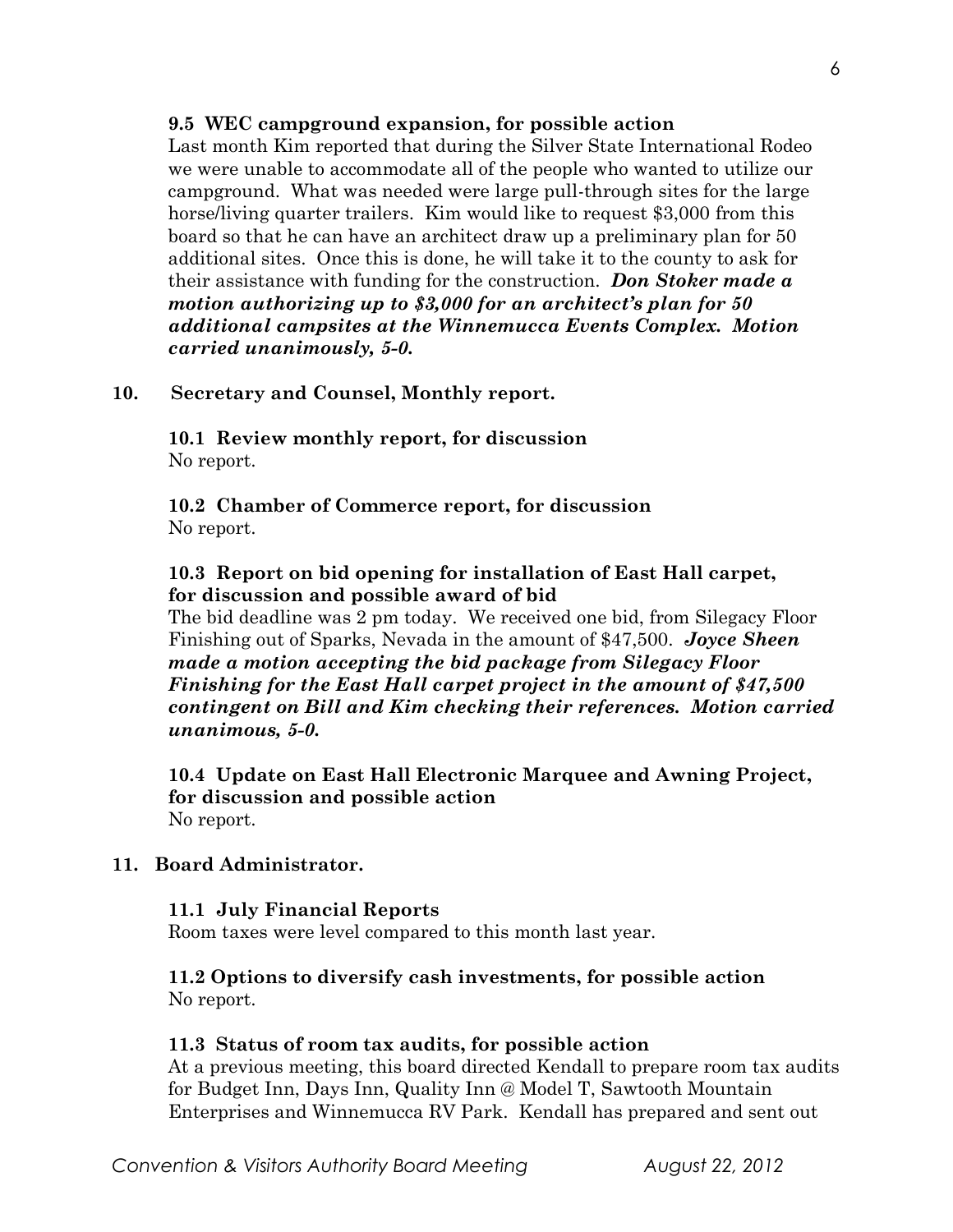**9.5 WEC campground expansion, for possible action**

Last month Kim reported that during the Silver State International Rodeo we were unable to accommodate all of the people who wanted to utilize our campground. What was needed were large pull-through sites for the large horse/living quarter trailers. Kim would like to request $3,000 from this board so that he can have an architect draw up a preliminary plan for 50 additional sites. Once this is done, he will take it to the county to ask for their assistance with funding for the construction. ***Don Stoker made a motion authorizing up to $3,000 for an architect's plan for 50 additional campsites at the Winnemucca Events Complex. Motion carried unanimously, 5-0.***

**10. Secretary and Counsel, Monthly report.**

**10.1 Review monthly report, for discussion**

No report.

**10.2 Chamber of Commerce report, for discussion**

No report.

**10.3 Report on bid opening for installation of East Hall carpet, for discussion and possible award of bid**

The bid deadline was 2 pm today. We received one bid, from Silegacy Floor Finishing out of Sparks, Nevada in the amount of $47,500. ***Joyce Sheen made a motion accepting the bid package from Silegacy Floor Finishing for the East Hall carpet project in the amount of $47,500 contingent on Bill and Kim checking their references. Motion carried unanimous, 5-0.***

**10.4 Update on East Hall Electronic Marquee and Awning Project, for discussion and possible action**

No report.

**11. Board Administrator.**

**11.1 July Financial Reports**

Room taxes were level compared to this month last year.

**11.2 Options to diversify cash investments, for possible action**

No report.

**11.3 Status of room tax audits, for possible action**

At a previous meeting, this board directed Kendall to prepare room tax audits for Budget Inn, Days Inn, Quality Inn @ Model T, Sawtooth Mountain Enterprises and Winnemucca RV Park. Kendall has prepared and sent out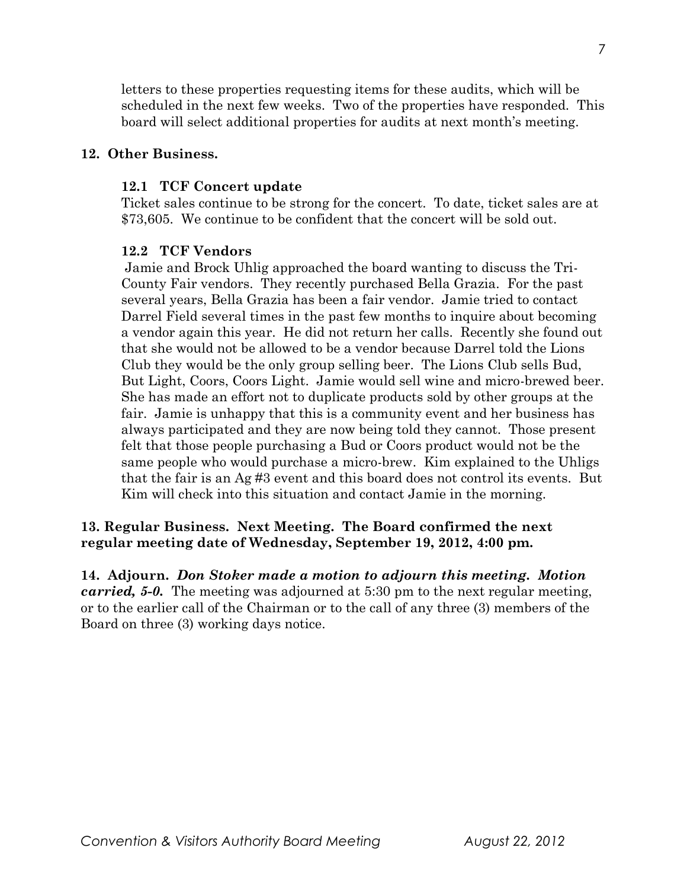letters to these properties requesting items for these audits, which will be scheduled in the next few weeks. Two of the properties have responded. This board will select additional properties for audits at next month's meeting.

**12. Other Business.**

**12.1 TCF Concert update**

Ticket sales continue to be strong for the concert. To date, ticket sales are at $73,605. We continue to be confident that the concert will be sold out.

**12.2 TCF Vendors**

Jamie and Brock Uhlig approached the board wanting to discuss the Tri-County Fair vendors. They recently purchased Bella Grazia. For the past several years, Bella Grazia has been a fair vendor. Jamie tried to contact Darrel Field several times in the past few months to inquire about becoming a vendor again this year. He did not return her calls. Recently she found out that she would not be allowed to be a vendor because Darrel told the Lions Club they would be the only group selling beer. The Lions Club sells Bud, But Light, Coors, Coors Light. Jamie would sell wine and micro-brewed beer. She has made an effort not to duplicate products sold by other groups at the fair. Jamie is unhappy that this is a community event and her business has always participated and they are now being told they cannot. Those present felt that those people purchasing a Bud or Coors product would not be the same people who would purchase a micro-brew. Kim explained to the Uhligs that the fair is an Ag #3 event and this board does not control its events. But Kim will check into this situation and contact Jamie in the morning.

**13. Regular Business. Next Meeting. The Board confirmed the next regular meeting date of Wednesday, September 19, 2012, 4:00 pm.**

**14. Adjourn.** ***Don Stoker made a motion to adjourn this meeting. Motion carried, 5-0.*** The meeting was adjourned at 5:30 pm to the next regular meeting, or to the earlier call of the Chairman or to the call of any three (3) members of the Board on three (3) working days notice.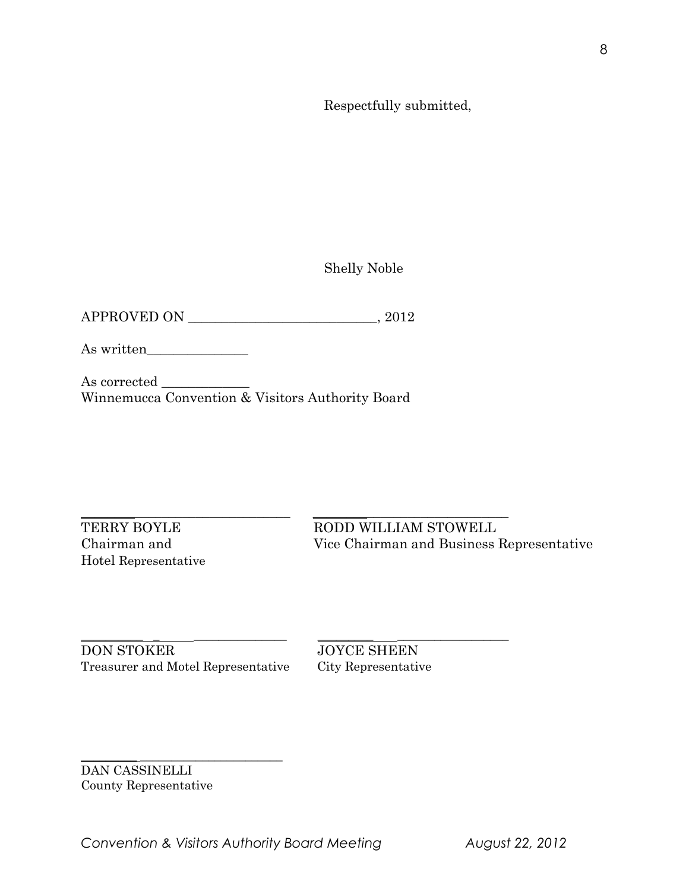Respectfully submitted,

Shelly Noble

APPROVED ON ____________________________, 2012

As written_______________

As corrected _____________
Winnemucca Convention & Visitors Authority Board

_________________________________
TERRY BOYLE
Chairman and
Hotel Representative

_________________________________
RODD WILLIAM STOWELL
Vice Chairman and Business Representative

_________________________________
DON STOKER
Treasurer and Motel Representative

_________________________________
JOYCE SHEEN
City Representative

_________________________________
DAN CASSINELLI
County Representative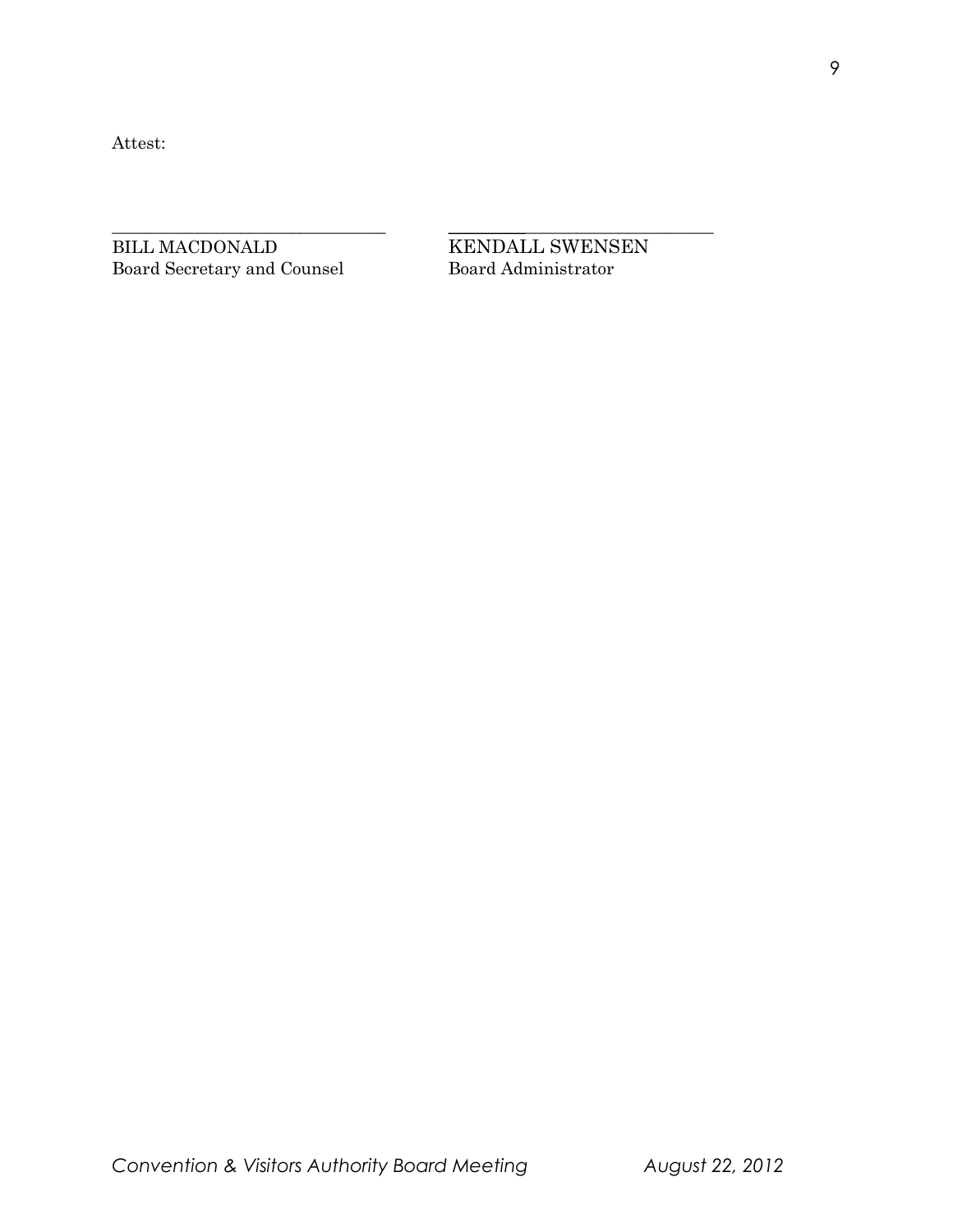Attest:

| | |
|---|---|
| \_\_\_\_\_\_\_\_\_\_\_\_\_\_\_\_\_\_\_\_\_\_\_\_\_\_\_\_\_\_ | \_\_\_\_\_\_\_\_\_\_\_\_\_\_\_\_\_\_\_\_\_\_\_\_\_\_\_\_\_\_ |
| BILL MACDONALD | KENDALL SWENSEN |
| Board Secretary and Counsel | Board Administrator |